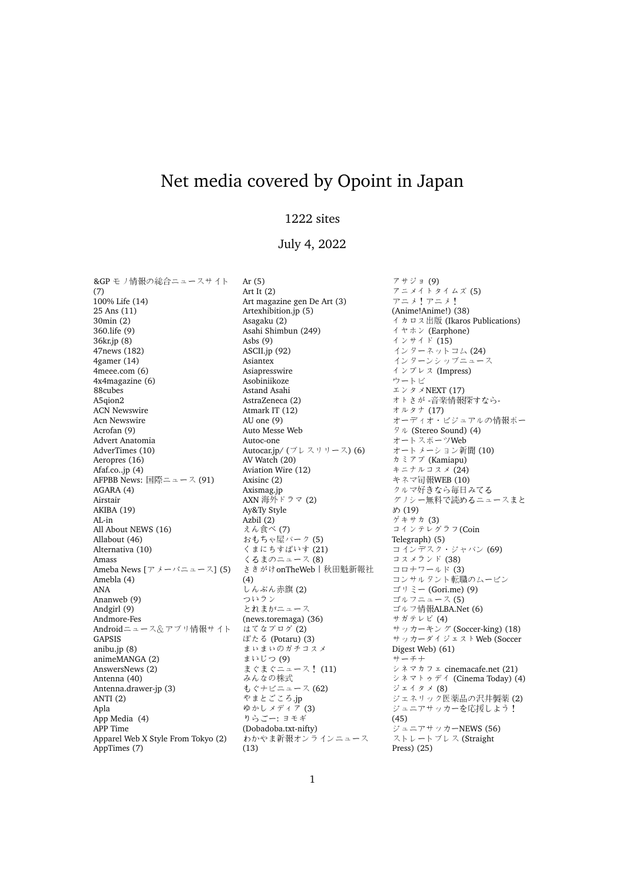# Net media covered by Opoint in Japan

1222 sites

July 4, 2022

&GP モノ情報の総合ニュースサイト (7)
100% Life (14)
25 Ans (11)
30min (2)
360.life (9)
36kr.jp (8)
47news (182)
4gamer (14)
4meee.com (6)
4x4magazine (6)
88cubes
A5qion2
ACN Newswire
Acn Newswire
Acrofan (9)
Advert Anatomia
AdverTimes (10)
Aeropres (16)
Afaf.co..jp (4)
AFPBB News: 国際ニュース (91)
AGARA (4)
Airstair
AKIBA (19)
AL-in
All About NEWS (16)
Allabout (46)
Alternativa (10)
Amass
Ameba News [アメーバニュース] (5)
Amebla (4)
ANA
Ananweb (9)
Andgirl (9)
Andmore-Fes
Androidニュース＆アプリ情報サイトGAPSIS
anibu.jp (8)
animeMANGA (2)
AnswersNews (2)
Antenna (40)
Antenna.drawer-jp (3)
ANTI (2)
Apla
App Media (4)
APP Time
Apparel Web X Style From Tokyo (2)
AppTimes (7)
Ar (5)
Art It (2)
Art magazine gen De Art (3)
Artexhibition.jp (5)
Asagaku (2)
Asahi Shimbun (249)
Asbs (9)
ASCII.jp (92)
Asiantex
Asiapresswire
Asobiniikoze
Astand Asahi
AstraZeneca (2)
Atmark IT (12)
AU one (9)
Auto Messe Web
Autoc-one
Autocar.jp/ (プレスリリース) (6)
AV Watch (20)
Aviation Wire (12)
Axisinc (2)
Axismag.jp
AXN 海外ドラマ (2)
Ay&Ty Style
Azbil (2)
えん食べ (7)
おもちゃ屋パーク (5)
くまにちすぱいす (21)
くるまのニュース (8)
さきがけonTheWeb | 秋田魁新報社 (4)
しんぶん赤旗 (2)
ついラン
とれまがニュース (news.toremaga) (36)
はてなブログ (2)
ぽたる (Potaru) (3)
まいまいのガチコスメ
まいじつ (9)
まぐまぐニュース！ (11)
みんなの株式
もぐナビニュース (62)
やまとごころ.jp
ゆかしメディア (3)
りらごー: ヨモギ (Dobadoba.txt-nifty)
わかやま新報オンラインニュース (13)
アサジョ (9)
アニメイトタイムズ (5)
アニメ！アニメ！ (Anime!Anime!) (38)
イカロス出版 (Ikaros Publications)
イヤホン (Earphone)
インサイド (15)
インターネットコム (24)
インターンシップニュース
インプレス (Impress)
ウートピ
エンタメNEXT (17)
オトさが -音楽情報探すなら-
オルタナ (17)
オーディオ・ビジュアルの情報ポータル (Stereo Sound) (4)
オートスポーツWeb
オートメーション新聞 (10)
カミアプ (Kamiapu)
キニナルコスメ (24)
キネマ旬報WEB (10)
クルマ好きなら毎日みてる
グノシー無料で読めるニュースまとめ (19)
ゲキサカ (3)
コインテレグラフ(Coin Telegraph) (5)
コインデスク・ジャパン (69)
コスメランド (38)
コロナワールド (3)
コンサルタント転職のムービン
ゴリミー (Gori.me) (9)
ゴルフニュース (5)
ゴルフ情報ALBA.Net (6)
サガテレビ (4)
サッカーキング (Soccer-king) (18)
サッカーダイジェストWeb (Soccer Digest Web) (61)
サーチナ
シネマカフェ cinemacafe.net (21)
シネマトゥデイ (Cinema Today) (4)
ジェイタメ (8)
ジェネリック医薬品の沢井製薬 (2)
ジュニアサッカーを応援しよう！ (45)
ジュニアサッカーNEWS (56)
ストレートプレス (Straight Press) (25)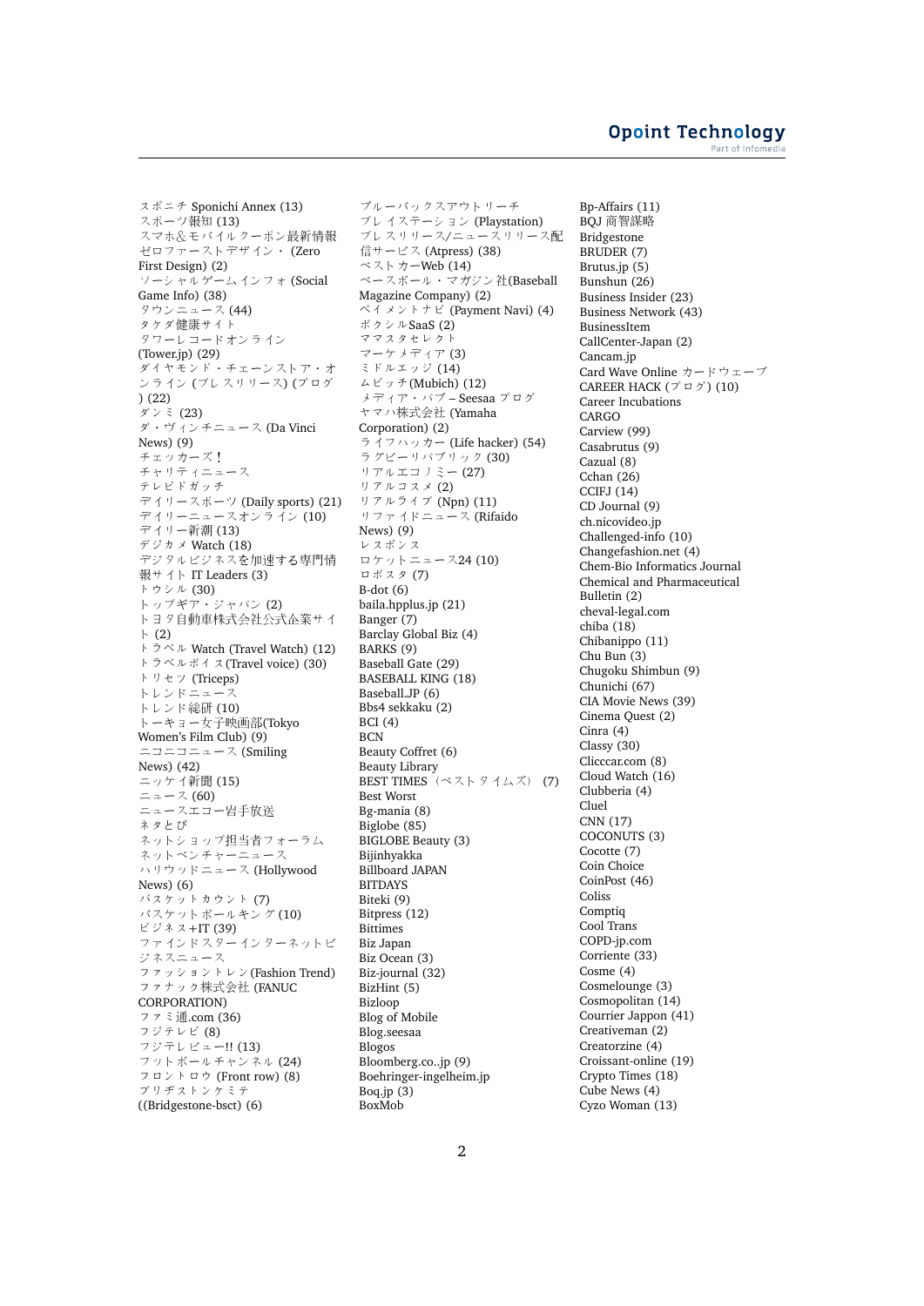スポニチ Sponichi Annex (13)
スポーツ報知 (13)
スマホ&モバイルクーポン最新情報
ゼロファーストデザイン・ (Zero First Design) (2)
ソーシャルゲームインフォ (Social Game Info) (38)
タウンニュース (44)
タケダ健康サイト
タワーレコードオンライン (Tower.jp) (29)
ダイヤモンド・チェーンストア・オンライン (プレスリリース) (ブログ) (22)
ダンミ (23)
ダ・ヴィンチニュース (Da Vinci News) (9)
チェッカーズ！
チャリティニュース
テレビドガッチ
デイリースポーツ (Daily sports) (21)
デイリーニュースオンライン (10)
デイリー新潮 (13)
デジカメ Watch (18)
デジタルビジネスを加速する専門情報サイト IT Leaders (3)
トウシル (30)
トップギア・ジャパン (2)
トヨタ自動車株式会社公式企業サイト (2)
トラベル Watch (Travel Watch) (12)
トラベルボイス (Travel voice) (30)
トリセツ (Triceps)
トレンドニュース
トレンド総研 (10)
トーキョー女子映画部(Tokyo Women's Film Club) (9)
ニコニコニュース (Smiling News) (42)
ニッケイ新聞 (15)
ニュース (60)
ニュースエコー岩手放送
ネタとぴ
ネットショップ担当者フォーラム
ネットベンチャーニュース
ハリウッドニュース (Hollywood News) (6)
バスケットカウント (7)
バスケットボールキング (10)
ビジネス+IT (39)
ファインドスター インターネットビジネスニュース
ファッショントレン (Fashion Trend)
ファナック株式会社 (FANUC CORPORATION)
ファミ通.com (36)
フジテレビ (8)
フジテレビュー!! (13)
フットボールチャンネル (24)
フロントロウ (Front row) (8)
ブリヂストンケミテ ((Bridgestone-bsct) (6)
ブルーバックスアウトリーチ
プレイステーション (Playstation)
プレスリリース/ニュースリリース配信サービス (Atpress) (38)
ベストカーWeb (14)
ベースボール・マガジン社(Baseball Magazine Company) (2)
ペイメントナビ (Payment Navi) (4)
ボクシルSaaS (2)
ママスタセレクト
マーケメディア (3)
ミドルエッジ (14)
ムビッチ(Mubich) (12)
メディア・バブ – Seesaa ブログ
ヤマハ株式会社 (Yamaha Corporation) (2)
ライフハッカー (Life hacker) (54)
ラグビーリパブリック (30)
リアルエコノミー (27)
リアルコスメ (2)
リアルライブ (Npn) (11)
リファイドニュース (Rifaido News) (9)
レスポンス
ロケットニュース24 (10)
ロボスタ (7)
B-dot (6)
baila.hpplus.jp (21)
Banger (7)
Barclay Global Biz (4)
BARKS (9)
Baseball Gate (29)
BASEBALL KING (18)
Baseball.JP (6)
Bbs4 sekkaku (2)
BCI (4)
BCN
Beauty Coffret (6)
Beauty Library
BEST TIMES（ベストタイムズ） (7)
Best Worst
Bg-mania (8)
Biglobe (85)
BIGLOBE Beauty (3)
Bijinhyakka
Billboard JAPAN
BITDAYS
Biteki (9)
Bitpress (12)
Bittimes
Biz Japan
Biz Ocean (3)
Biz-journal (32)
BizHint (5)
Bizloop
Blog of Mobile
Blog.seesaa
Blogos
Bloomberg.co..jp (9)
Boehringer-ingelheim.jp
Boq.jp (3)
BoxMob
Bp-Affairs (11)
BQJ 商智謀略
Bridgestone
BRUDER (7)
Brutus.jp (5)
Bunshun (26)
Business Insider (23)
Business Network (43)
BusinessItem
CallCenter-Japan (2)
Cancam.jp
Card Wave Online カードウェーブ
CAREER HACK (ブログ) (10)
Career Incubations
CARGO
Carview (99)
Casabrutus (9)
Cazual (8)
Cchan (26)
CCIFJ (14)
CD Journal (9)
ch.nicovideo.jp
Challenged-info (10)
Changefashion.net (4)
Chem-Bio Informatics Journal
Chemical and Pharmaceutical Bulletin (2)
cheval-legal.com
chiba (18)
Chibanippo (11)
Chu Bun (3)
Chugoku Shimbun (9)
Chunichi (67)
CIA Movie News (39)
Cinema Quest (2)
Cinra (4)
Classy (30)
Clicccar.com (8)
Cloud Watch (16)
Clubberia (4)
Cluel
CNN (17)
COCONUTS (3)
Cocotte (7)
Coin Choice
CoinPost (46)
Coliss
Comptiq
Cool Trans
COPD-jp.com
Corriente (33)
Cosme (4)
Cosmelounge (3)
Cosmopolitan (14)
Courrier Jappon (41)
Creativeman (2)
Creatorzine (4)
Croissant-online (19)
Crypto Times (18)
Cube News (4)
Cyzo Woman (13)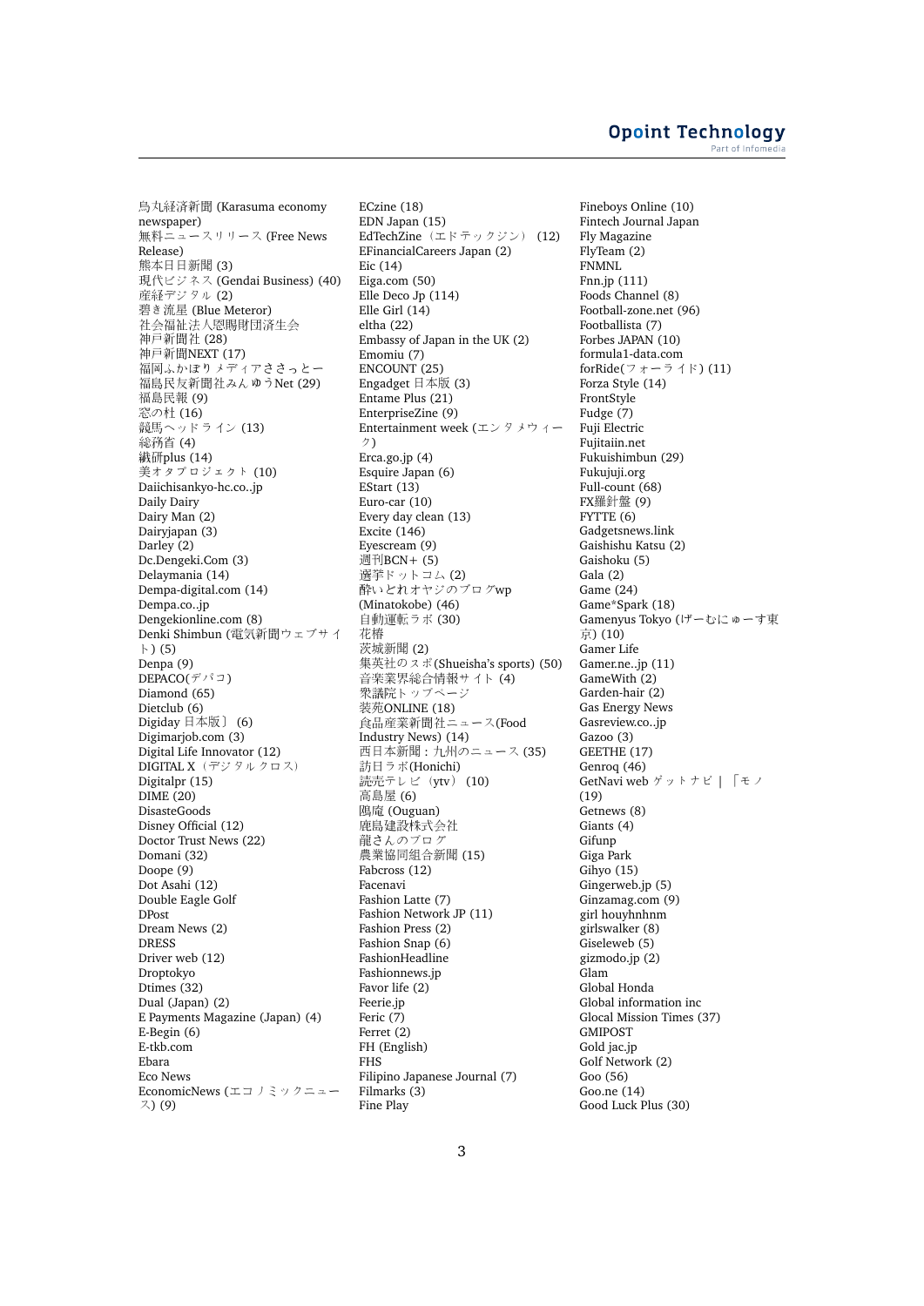烏丸経済新聞 (Karasuma economy newspaper)
無料ニュースリリース (Free News Release)
熊本日日新聞 (3)
現代ビジネス (Gendai Business) (40)
産経デジタル (2)
碧き流星 (Blue Meteror)
社会福祉法人恩賜財団済生会
神戸新聞社 (28)
神戸新聞NEXT (17)
福岡ふかぼりメディアささっとー
福島民友新聞社みんゆうNet (29)
福島民報 (9)
窓の杜 (16)
競馬ヘッドライン (13)
総務省 (4)
繊研plus (14)
美オタプロジェクト (10)
Daiichisankyo-hc.co..jp
Daily Dairy
Dairy Man (2)
Dairyjapan (3)
Darley (2)
Dc.Dengeki.Com (3)
Delaymania (14)
Dempa-digital.com (14)
Dempa.co..jp
Dengekionline.com (8)
Denki Shimbun (電気新聞ウェブサイト) (5)
Denpa (9)
DEPACO(デパコ)
Diamond (65)
Dietclub (6)
Digiday 日本版］ (6)
Digimarjob.com (3)
Digital Life Innovator (12)
DIGITAL X（デジタルクロス）
Digitalpr (15)
DIME (20)
DisasteGoods
Disney Official (12)
Doctor Trust News (22)
Domani (32)
Doope (9)
Dot Asahi (12)
Double Eagle Golf
DPost
Dream News (2)
DRESS
Driver web (12)
Droptokyo
Dtimes (32)
Dual (Japan) (2)
E Payments Magazine (Japan) (4)
E-Begin (6)
E-tkb.com
Ebara
Eco News
EconomicNews (エコノミックニュース) (9)
ECzine (18)
EDN Japan (15)
EdTechZine（エドテックジン） (12)
EFinancialCareers Japan (2)
Eic (14)
Eiga.com (50)
Elle Deco Jp (114)
Elle Girl (14)
eltha (22)
Embassy of Japan in the UK (2)
Emomiu (7)
ENCOUNT (25)
Engadget 日本版 (3)
Entame Plus (21)
EnterpriseZine (9)
Entertainment week (エンタメウィーク)
Erca.go.jp (4)
Esquire Japan (6)
EStart (13)
Euro-car (10)
Every day clean (13)
Excite (146)
Eyescream (9)
週刊BCN+ (5)
選挙ドットコム (2)
酔いどれオヤジのブログwp (Minatokobe) (46)
自動運転ラボ (30)
花椿
茨城新聞 (2)
集英社のスポ(Shueisha's sports) (50)
音楽業界総合情報サイト (4)
衆議院トップページ
装苑ONLINE (18)
食品産業新聞社ニュース(Food Industry News) (14)
西日本新聞：九州のニュース (35)
訪日ラボ(Honichi)
読売テレビ（ytv） (10)
高島屋 (6)
鴎庵 (Ouguan)
鹿島建設株式会社
龍さんのブログ
農業協同組合新聞 (15)
Fabcross (12)
Facenavi
Fashion Latte (7)
Fashion Network JP (11)
Fashion Press (2)
Fashion Snap (6)
FashionHeadline
Fashionnews.jp
Favor life (2)
Feerie.jp
Feric (7)
Ferret (2)
FH (English)
FHS
Filipino Japanese Journal (7)
Filmarks (3)
Fine Play
Fineboys Online (10)
Fintech Journal Japan
Fly Magazine
FlyTeam (2)
FNMNL
Fnn.jp (111)
Foods Channel (8)
Football-zone.net (96)
Footballista (7)
Forbes JAPAN (10)
formula1-data.com
forRide(フォーライド) (11)
Forza Style (14)
FrontStyle
Fudge (7)
Fuji Electric
Fujitaiin.net
Fukuishimbun (29)
Fukujuji.org
Full-count (68)
FX羅針盤 (9)
FYTTE (6)
Gadgetsnews.link
Gaishishu Katsu (2)
Gaishoku (5)
Gala (2)
Game (24)
Game*Spark (18)
Gamenyus Tokyo (げーむにゅーす東京) (10)
Gamer Life
Gamer.ne..jp (11)
GameWith (2)
Garden-hair (2)
Gas Energy News
Gasreview.co..jp
Gazoo (3)
GEETHE (17)
Genroq (46)
GetNavi web ゲットナビ | 「モノ (19)
Getnews (8)
Giants (4)
Gifunp
Giga Park
Gihyo (15)
Gingerweb.jp (5)
Ginzamag.com (9)
girl houyhnhnm
girlswalker (8)
Giseleweb (5)
gizmodo.jp (2)
Glam
Global Honda
Global information inc
Glocal Mission Times (37)
GMIPOST
Gold jac.jp
Golf Network (2)
Goo (56)
Goo.ne (14)
Good Luck Plus (30)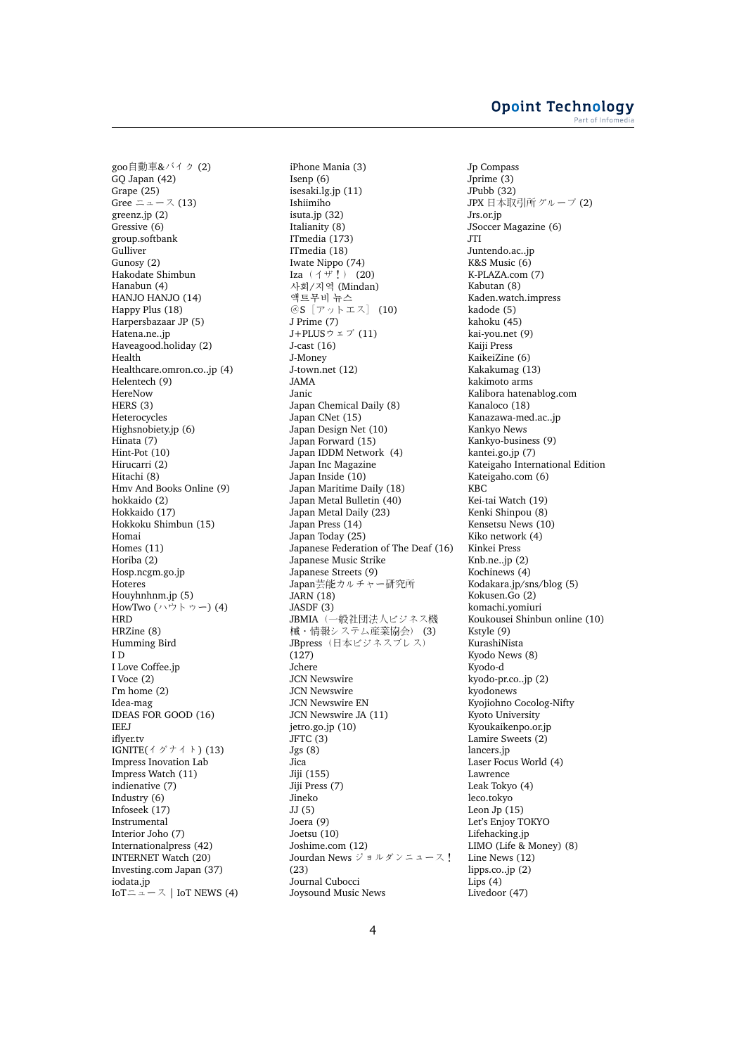goo自動車&バイク (2)
GQ Japan (42)
Grape (25)
Gree ニュース (13)
greenz.jp (2)
Gressive (6)
group.softbank
Gulliver
Gunosy (2)
Hakodate Shimbun
Hanabun (4)
HANJO HANJO (14)
Happy Plus (18)
Harpersbazaar JP (5)
Hatena.ne..jp
Haveagood.holiday (2)
Health
Healthcare.omron.co..jp (4)
Helentech (9)
HereNow
HERS (3)
Heterocycles
Highsnobiety.jp (6)
Hinata (7)
Hint-Pot (10)
Hirucarri (2)
Hitachi (8)
Hmv And Books Online (9)
hokkaido (2)
Hokkaido (17)
Hokkoku Shimbun (15)
Homai
Homes (11)
Horiba (2)
Hosp.ncgm.go.jp
Hoteres
Houyhnhnm.jp (5)
HowTwo (ハウトゥー) (4)
HRD
HRZine (8)
Humming Bird
I D
I Love Coffee.jp
I Voce (2)
I'm home (2)
Idea-mag
IDEAS FOR GOOD (16)
IEEJ
iflyer.tv
IGNITE(イグナイト) (13)
Impress Inovation Lab
Impress Watch (11)
indienative (7)
Industry (6)
Infoseek (17)
Instrumental
Interior Joho (7)
Internationalpress (42)
INTERNET Watch (20)
Investing.com Japan (37)
iodata.jp
IoTニュース | IoT NEWS (4)
iPhone Mania (3)
Isenp (6)
isesaki.lg.jp (11)
Ishiimiho
isuta.jp (32)
Italianity (8)
ITmedia (173)
ITmedia (18)
Iwate Nippo (74)
Iza（イザ！） (20)
사회/지역 (Mindan)
액트무비 뉴스
@S［アットエス］ (10)
J Prime (7)
J+PLUSウェブ (11)
J-cast (16)
J-Money
J-town.net (12)
JAMA
Janic
Japan Chemical Daily (8)
Japan CNet (15)
Japan Design Net (10)
Japan Forward (15)
Japan IDDM Network (4)
Japan Inc Magazine
Japan Inside (10)
Japan Maritime Daily (18)
Japan Metal Bulletin (40)
Japan Metal Daily (23)
Japan Press (14)
Japan Today (25)
Japanese Federation of The Deaf (16)
Japanese Music Strike
Japanese Streets (9)
Japan芸能カルチャー研究所
JARN (18)
JASDF (3)
JBMIA（一般社団法人ビジネス機械・情報システム産業協会） (3)
JBpress（日本ビジネスプレス） (127)
Jchere
JCN Newswire
JCN Newswire
JCN Newswire EN
JCN Newswire JA (11)
jetro.go.jp (10)
JFTC (3)
Jgs (8)
Jica
Jiji (155)
Jiji Press (7)
Jineko
JJ (5)
Joera (9)
Joetsu (10)
Joshime.com (12)
Jourdan News ジョルダンニュース！ (23)
Journal Cubocci
Joysound Music News
Jp Compass
Jprime (3)
JPubb (32)
JPX 日本取引所グループ (2)
Jrs.or.jp
JSoccer Magazine (6)
JTI
Juntendo.ac..jp
K&S Music (6)
K-PLAZA.com (7)
Kabutan (8)
Kaden.watch.impress
kadode (5)
kahoku (45)
kai-you.net (9)
Kaiji Press
KaikeiZine (6)
Kakakumag (13)
kakimoto arms
Kalibora hatenablog.com
Kanaloco (18)
Kanazawa-med.ac..jp
Kankyo News
Kankyo-business (9)
kantei.go.jp (7)
Kateigaho International Edition
Kateigaho.com (6)
KBC
Kei-tai Watch (19)
Kenki Shinpou (8)
Kensetsu News (10)
Kiko network (4)
Kinkei Press
Knb.ne..jp (2)
Kochinews (4)
Kodakara.jp/sns/blog (5)
Kokusen.Go (2)
komachi.yomiuri
Koukousei Shinbun online (10)
Kstyle (9)
KurashiNista
Kyodo News (8)
Kyodo-d
kyodo-pr.co..jp (2)
kyodonews
Kyojiohno Cocolog-Nifty
Kyoto University
Kyoukaikenpo.or.jp
Lamire Sweets (2)
lancers.jp
Laser Focus World (4)
Lawrence
Leak Tokyo (4)
leco.tokyo
Leon Jp (15)
Let's Enjoy TOKYO
Lifehacking.jp
LIMO (Life & Money) (8)
Line News (12)
lipps.co..jp (2)
Lips (4)
Livedoor (47)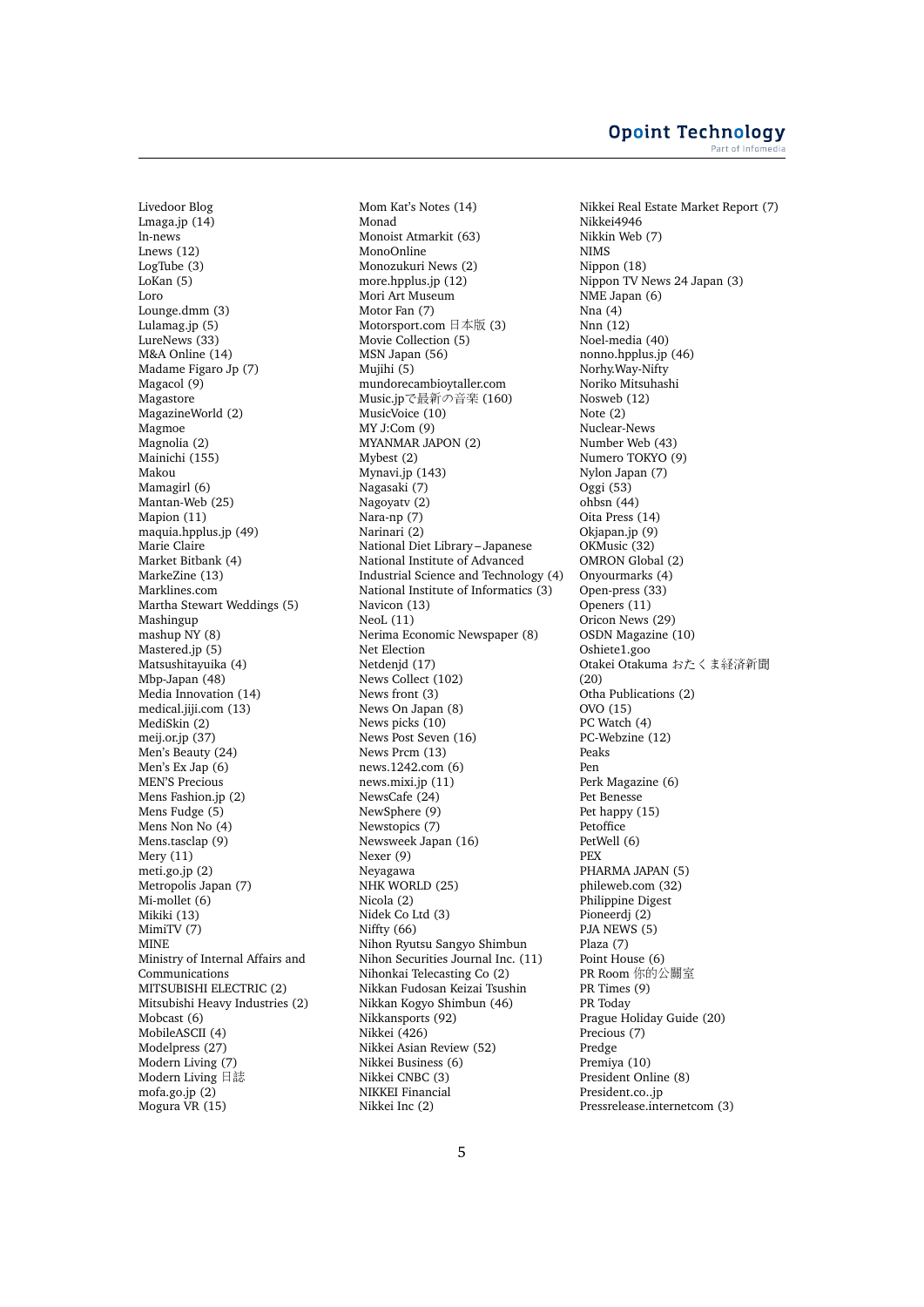Livedoor Blog
Lmaga.jp (14)
ln-news
Lnews (12)
LogTube (3)
LoKan (5)
Loro
Lounge.dmm (3)
Lulamag.jp (5)
LureNews (33)
M&A Online (14)
Madame Figaro Jp (7)
Magacol (9)
Magastore
MagazineWorld (2)
Magmoe
Magnolia (2)
Mainichi (155)
Makou
Mamagirl (6)
Mantan-Web (25)
Mapion (11)
maquia.hpplus.jp (49)
Marie Claire
Market Bitbank (4)
MarkeZine (13)
Marklines.com
Martha Stewart Weddings (5)
Mashingup
mashup NY (8)
Mastered.jp (5)
Matsushitayuika (4)
Mbp-Japan (48)
Media Innovation (14)
medical.jiji.com (13)
MediSkin (2)
meij.or.jp (37)
Men's Beauty (24)
Men's Ex Jap (6)
MEN'S Precious
Mens Fashion.jp (2)
Mens Fudge (5)
Mens Non No (4)
Mens.tasclap (9)
Mery (11)
meti.go.jp (2)
Metropolis Japan (7)
Mi-mollet (6)
Mikiki (13)
MimiTV (7)
MINE
Ministry of Internal Affairs and Communications
MITSUBISHI ELECTRIC (2)
Mitsubishi Heavy Industries (2)
Mobcast (6)
MobileASCII (4)
Modelpress (27)
Modern Living (7)
Modern Living 日誌
mofa.go.jp (2)
Mogura VR (15)
Mom Kat's Notes (14)
Monad
Monoist Atmarkit (63)
MonoOnline
Monozukuri News (2)
more.hpplus.jp (12)
Mori Art Museum
Motor Fan (7)
Motorsport.com 日本版 (3)
Movie Collection (5)
MSN Japan (56)
Mujihi (5)
mundorecambioytaller.com
Music.jpで最新の音楽 (160)
MusicVoice (10)
MY J:Com (9)
MYANMAR JAPON (2)
Mybest (2)
Mynavi.jp (143)
Nagasaki (7)
Nagoyatv (2)
Nara-np (7)
Narinari (2)
National Diet Library – Japanese
National Institute of Advanced Industrial Science and Technology (4)
National Institute of Informatics (3)
Navicon (13)
NeoL (11)
Nerima Economic Newspaper (8)
Net Election
Netdenjd (17)
News Collect (102)
News front (3)
News On Japan (8)
News picks (10)
News Post Seven (16)
News Prcm (13)
news.1242.com (6)
news.mixi.jp (11)
NewsCafe (24)
NewSphere (9)
Newstopics (7)
Newsweek Japan (16)
Nexer (9)
Neyagawa
NHK WORLD (25)
Nicola (2)
Nidek Co Ltd (3)
Niffty (66)
Nihon Ryutsu Sangyo Shimbun
Nihon Securities Journal Inc. (11)
Nihonkai Telecasting Co (2)
Nikkan Fudosan Keizai Tsushin
Nikkan Kogyo Shimbun (46)
Nikkansports (92)
Nikkei (426)
Nikkei Asian Review (52)
Nikkei Business (6)
Nikkei CNBC (3)
NIKKEI Financial
Nikkei Inc (2)
Nikkei Real Estate Market Report (7)
Nikkei4946
Nikkin Web (7)
NIMS
Nippon (18)
Nippon TV News 24 Japan (3)
NME Japan (6)
Nna (4)
Nnn (12)
Noel-media (40)
nonno.hpplus.jp (46)
Norhy.Way-Nifty
Noriko Mitsuhashi
Nosweb (12)
Note (2)
Nuclear-News
Number Web (43)
Numero TOKYO (9)
Nylon Japan (7)
Oggi (53)
ohbsn (44)
Oita Press (14)
Okjapan.jp (9)
OKMusic (32)
OMRON Global (2)
Onyourmarks (4)
Open-press (33)
Openers (11)
Oricon News (29)
OSDN Magazine (10)
Oshiete1.goo
Otakei Otakuma おたくま経済新聞 (20)
Otha Publications (2)
OVO (15)
PC Watch (4)
PC-Webzine (12)
Peaks
Pen
Perk Magazine (6)
Pet Benesse
Pet happy (15)
Petoffice
PetWell (6)
PEX
PHARMA JAPAN (5)
phileweb.com (32)
Philippine Digest
Pioneerdj (2)
PJA NEWS (5)
Plaza (7)
Point House (6)
PR Room 你的公關室
PR Times (9)
PR Today
Prague Holiday Guide (20)
Precious (7)
Predge
Premiya (10)
President Online (8)
President.co..jp
Pressrelease.internetcom (3)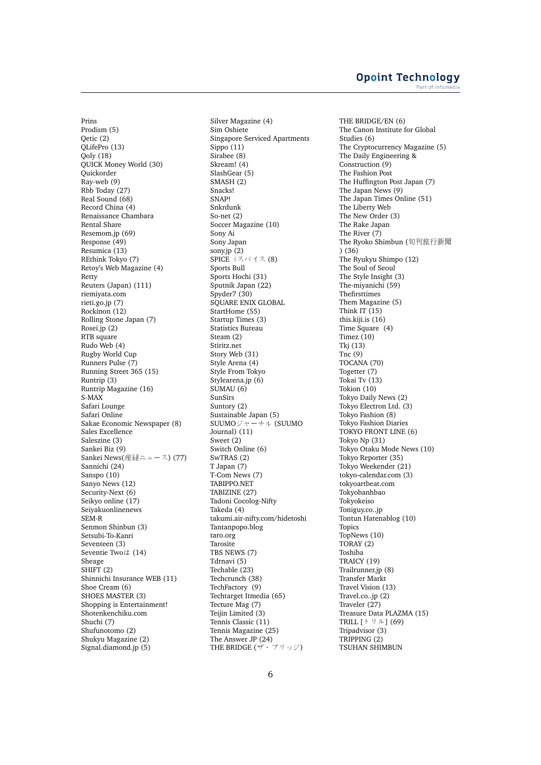Prins
Prodism (5)
Qetic (2)
QLifePro (13)
Qoly (18)
QUICK Money World (30)
Quickorder
Ray-web (9)
Rbb Today (27)
Real Sound (68)
Record China (4)
Renaissance Chambara
Rental Share
Resemom.jp (69)
Response (49)
Resumica (13)
REthink Tokyo (7)
Retoy's Web Magazine (4)
Retty
Reuters (Japan) (111)
riemiyata.com
rieti.go.jp (7)
Rockinon (12)
Rolling Stone Japan (7)
Rosei.jp (2)
RTB square
Rudo Web (4)
Rugby World Cup
Runners Pulse (7)
Running Street 365 (15)
Runtrip (3)
Runtrip Magazine (16)
S-MAX
Safari Lounge
Safari Online
Sakae Economic Newspaper (8)
Sales Excellence
Saleszine (3)
Sankei Biz (9)
Sankei News(産経ニュース) (77)
Sannichi (24)
Sanspo (10)
Sanyo News (12)
Security-Next (6)
Seikyo online (17)
Seiyakuonlinenews
SEM-R
Senmon Shinbun (3)
Setsubi-To-Kanri
Seventeen (3)
Seventie Twoは (14)
Sheage
SHIFT (2)
Shinnichi Insurance WEB (11)
Shoe Cream (6)
SHOES MASTER (3)
Shopping is Entertainment!
Shotenkenchiku.com
Shuchi (7)
Shufunotomo (2)
Shukyu Magazine (2)
Signal.diamond.jp (5)
Silver Magazine (4)
Sim Oshiete
Singapore Serviced Apartments
Sippo (11)
Sirabee (8)
Skream! (4)
SlashGear (5)
SMASH (2)
Snacks!
SNAP!
Snkrdunk
So-net (2)
Soccer Magazine (10)
Sony Ai
Sony Japan
sony.jp (2)
SPICE（スパイス (8)
Sports Bull
Sports Hochi (31)
Sputnik Japan (22)
Spyder7 (30)
SQUARE ENIX GLOBAL
StartHome (55)
Startup Times (3)
Statistics Bureau
Steam (2)
Stiritz.net
Story Web (31)
Style Arena (4)
Style From Tokyo
Stylearena.jp (6)
SUMAU (6)
SunSirs
Suntory (2)
Sustainable Japan (5)
SUUMOジャーナル (SUUMO Journal) (11)
Sweet (2)
Switch Online (6)
SwTRAS (2)
T Japan (7)
T-Com News (7)
TABIPPO.NET
TABIZINE (27)
Tadoni Cocolog-Nifty
Takeda (4)
takumi.air-nifty.com/hidetoshi
Tantanpopo.blog
taro.org
Tarosite
TBS NEWS (7)
Tdrnavi (5)
Techable (23)
Techcrunch (38)
TechFactory (9)
Techtarget Itmedia (65)
Tecture Mag (7)
Teijin Limited (3)
Tennis Classic (11)
Tennis Magazine (25)
The Answer JP (24)
THE BRIDGE (ザ・ブリッジ)
THE BRIDGE/EN (6)
The Canon Institute for Global Studies (6)
The Cryptocurrency Magazine (5)
The Daily Engineering & Construction (9)
The Fashion Post
The Huffington Post Japan (7)
The Japan News (9)
The Japan Times Online (51)
The Liberty Web
The New Order (3)
The Rake Japan
The River (7)
The Ryoko Shimbun (旬刊旅行新聞) (36)
The Ryukyu Shimpo (12)
The Soul of Seoul
The Style Insight (3)
The-miyanichi (59)
Thefirsttimes
Them Magazine (5)
Think IT (15)
this.kiji.is (16)
Time Square (4)
Timez (10)
Tkj (13)
Tnc (9)
TOCANA (70)
Togetter (7)
Tokai Tv (13)
Tokion (10)
Tokyo Daily News (2)
Tokyo Electron Ltd. (3)
Tokyo Fashion (8)
Tokyo Fashion Diaries
TOKYO FRONT LINE (6)
Tokyo Np (31)
Tokyo Otaku Mode News (10)
Tokyo Reporter (35)
Tokyo Weekender (21)
tokyo-calendar.com (3)
tokyoartbeat.com
Tokyobanhbao
Tokyokeiso
Toniguy.co..jp
Tontun Hatenablog (10)
Topics
TopNews (10)
TORAY (2)
Toshiba
TRAICY (19)
Trailrunner.jp (8)
Transfer Markt
Travel Vision (13)
Travel.co..jp (2)
Traveler (27)
Treasure Data PLAZMA (15)
TRILL [トリル] (69)
Tripadvisor (3)
TRIPPING (2)
TSUHAN SHIMBUN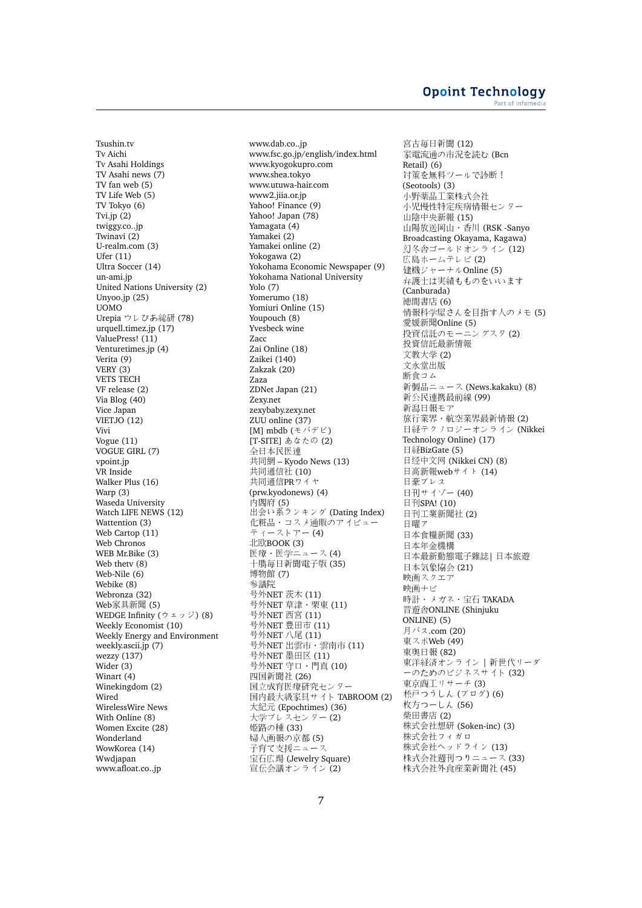Tsushin.tv
Tv Aichi
Tv Asahi Holdings
TV Asahi news (7)
TV fan web (5)
TV Life Web (5)
TV Tokyo (6)
Tvi.jp (2)
twiggy.co..jp
Twinavi (2)
U-realm.com (3)
Ufer (11)
Ultra Soccer (14)
un-ami.jp
United Nations University (2)
Unyoo.jp (25)
UOMO
Urepia ウレぴあ総研 (78)
urquell.timez.jp (17)
ValuePress! (11)
Venturetimes.jp (4)
Verita (9)
VERY (3)
VETS TECH
VF release (2)
Via Blog (40)
Vice Japan
VIETJO (12)
Vivi
Vogue (11)
VOGUE GIRL (7)
vpoint.jp
VR Inside
Walker Plus (16)
Warp (3)
Waseda University
Watch LIFE NEWS (12)
Wattention (3)
Web Cartop (11)
Web Chronos
WEB Mr.Bike (3)
Web thetv (8)
Web-Nile (6)
Webike (8)
Webronza (32)
Web家具新聞 (5)
WEDGE Infinity (ウェッジ) (8)
Weekly Economist (10)
Weekly Energy and Environment
weekly.ascii.jp (7)
wezzy (137)
Wider (3)
Winart (4)
Winekingdom (2)
Wired
WirelessWire News
With Online (8)
Women Excite (28)
Wonderland
WowKorea (14)
Wwdjapan
www.afloat.co..jp
www.dab.co..jp
www.fsc.go.jp/english/index.html
www.kyogokupro.com
www.shea.tokyo
www.utuwa-hair.com
www2.jiia.or.jp
Yahoo! Finance (9)
Yahoo! Japan (78)
Yamagata (4)
Yamakei (2)
Yamakei online (2)
Yokogawa (2)
Yokohama Economic Newspaper (9)
Yokohama National University
Yolo (7)
Yomerumo (18)
Yomiuri Online (15)
Youpouch (8)
Yvesbeck wine
Zacc
Zai Online (18)
Zaikei (140)
Zakzak (20)
Zaza
ZDNet Japan (21)
Zexy.net
zexybaby.zexy.net
ZUU online (37)
[M] mbdb (モバデビ)
[T-SITE] あなたの (2)
全日本民医連
共同網 – Kyodo News (13)
共同通信社 (10)
共同通信PRワイヤ
(prw.kyodonews) (4)
内閣府 (5)
出会い系ランキング (Dating Index)
化粧品・コスメ通販のアイビューティーストアー (4)
北欧BOOK (3)
医療・医学ニュース (4)
十勝毎日新聞電子版 (35)
博物館 (7)
参議院
号外NET 茨木 (11)
号外NET 草津・栗東 (11)
号外NET 西宮 (11)
号外NET 豊田市 (11)
号外NET 八尾 (11)
号外NET 出雲市・雲南市 (11)
号外NET 墨田区 (11)
号外NET 守口・門真 (10)
四国新聞社 (26)
国立成育医療研究センター
国内最大級家具サイト TABROOM (2)
大紀元 (Epochtimes) (36)
大学プレスセンター (2)
姫路の種 (33)
婦人画報の京都 (5)
子育て支援ニュース
宝石広場 (Jewelry Square)
宣伝会議オンライン (2)
宮古毎日新聞 (12)
家電流通の市況を読む (Bcn Retail) (6)
対策を無料ツールで診断！(Seotools) (3)
小野薬品工業株式会社
小児慢性特定疾病情報センター
山陰中央新報 (15)
山陽放送岡山・香川 (RSK -Sanyo Broadcasting Okayama, Kagawa)
幻冬舎ゴールドオンライン (12)
広島ホームテレビ (2)
建機ジャーナルOnline (5)
弁護士は実績ものをいいます (Canburada)
徳間書店 (6)
情報科学屋さんを目指す人のメモ (5)
愛媛新聞Online (5)
投資信託のモーニングスタ (2)
投資信託最新情報
文教大学 (2)
文永堂出版
断食コム
新製品ニュース (News.kakaku) (8)
新公民連携最前線 (99)
新潟日報モア
旅行業界・航空業界最新情報 (2)
日経テクノロジーオンライン (Nikkei Technology Online) (17)
日経BizGate (5)
日经中文网 (Nikkei CN) (8)
日高新報webサイト (14)
日豪プレス
日刊サイゾー (40)
日刊SPA! (10)
日刊工業新聞社 (2)
日曜ア
日本食糧新聞 (33)
日本年金機構
日本最新動態電子雜誌| 日本旅遊
日本気象協会 (21)
映画スクエア
映画ナビ
時計・メガネ・宝石 TAKADA
晋遊舎ONLINE (Shinjuku ONLINE) (5)
月バス.com (20)
東スポWeb (49)
東奥日報 (82)
東洋経済オンライン | 新世代リーダーのためのビジネスサイト (32)
東京商工リサーチ (3)
松戸つうしん (ブログ) (6)
枚方つーしん (56)
柴田書店 (2)
株式会社想研 (Soken-inc) (3)
株式会社フィガロ
株式会社ヘッドライン (13)
株式会社週刊つりニュース (33)
株式会社外食産業新聞社 (45)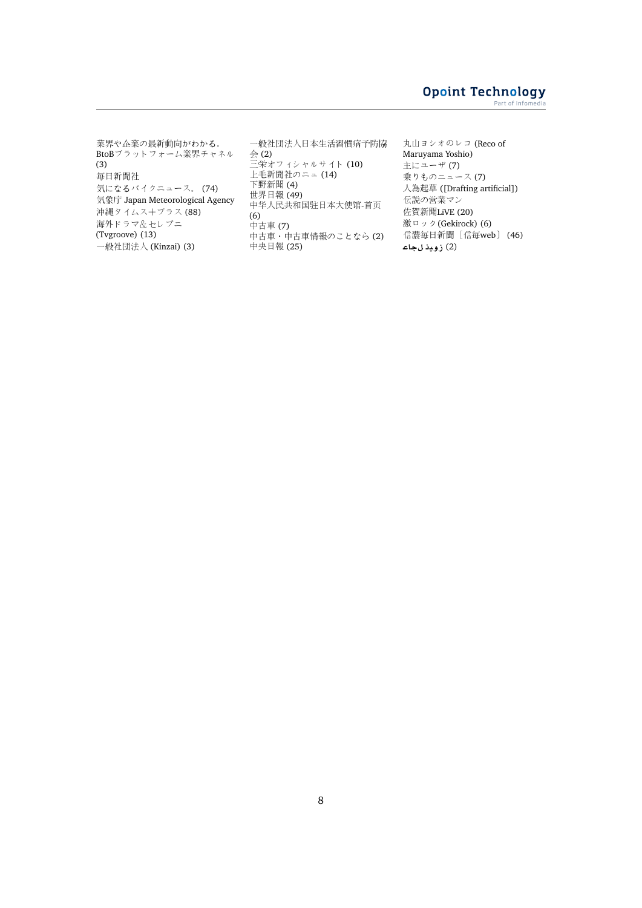業界や企業の最新動向がわかる。BtoBプラットフォーム業界チャネル (3)
毎日新聞社
気になるバイクニュース。 (74)
気象庁 Japan Meteorological Agency
沖縄タイムス+プラス (88)
海外ドラマ&セレブニ (Tvgroove) (13)
一般社団法人 (Kinzai) (3)
一般社団法人日本生活習慣病予防協会 (2)
三栄オフィシャルサイト (10)
上毛新聞社のニュ (14)
下野新聞 (4)
世界日報 (49)
中华人民共和国驻日本大使馆-首页 (6)
中古車 (7)
中古車・中古車情報のことなら (2)
中央日報 (25)
丸山ヨシオのレコ (Reco of Maruyama Yoshio)
主にユーザ (7)
乗りものニュース (7)
人為起草 ([Drafting artificial])
伝説の営業マン
佐賀新聞LiVE (20)
激ロック(Gekirock) (6)
信濃毎日新聞［信毎web］ (46)
عاجل ديوز (2)